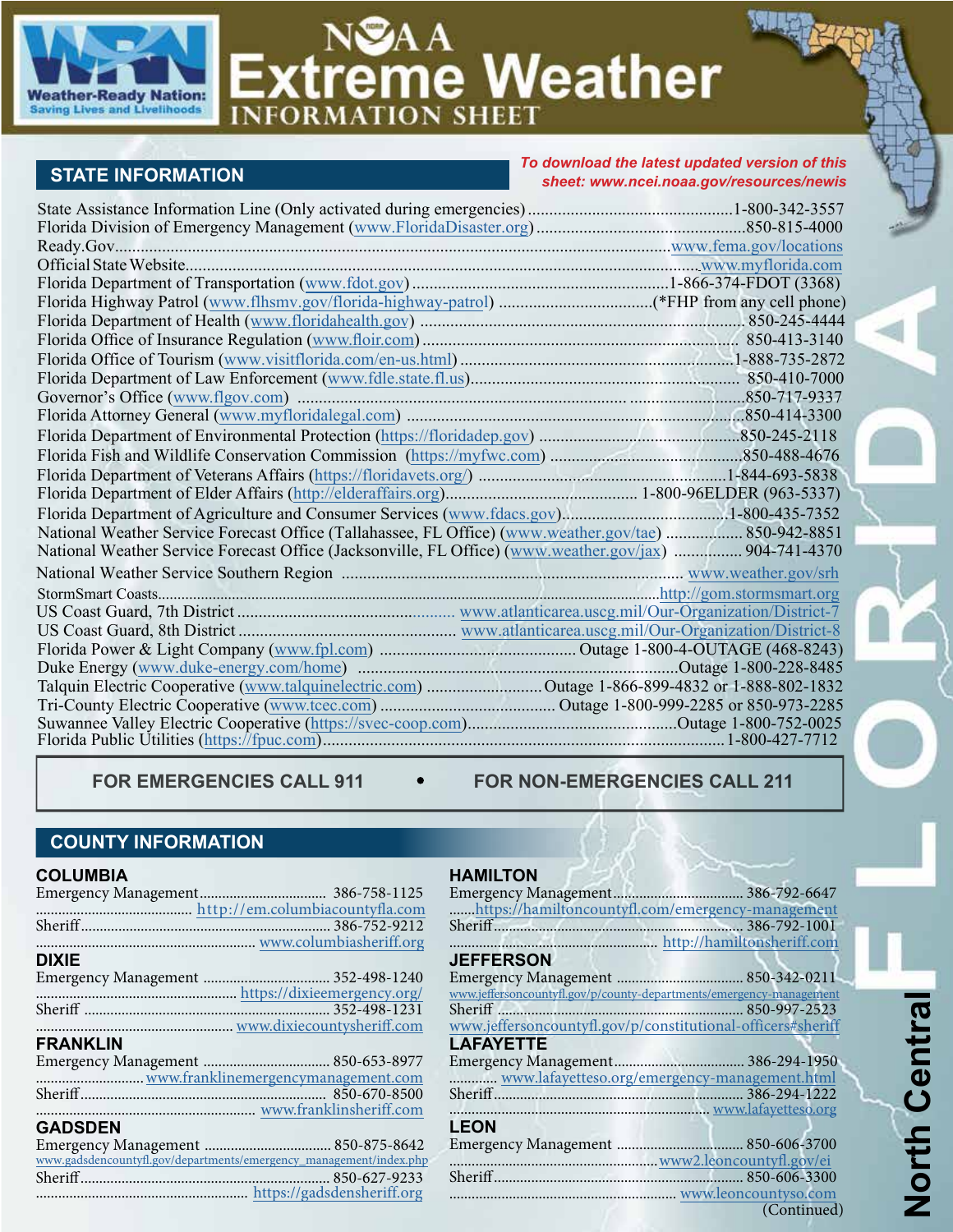# NOAA Extreme Weather Information Sheet

Weather-Ready Nation: Saving Lives and Livelihoods

## FLORIDA — North Central

## STATE INFORMATION

*To download the latest updated version of this sheet: www.ncei.noaa.gov/resources/newis*

| | |
|---|---|
| State Assistance Information Line (Only activated during emergencies) | 1-800-342-3557 |
| Florida Division of Emergency Management (www.FloridaDisaster.org) | 850-815-4000 |
| Ready.Gov | www.fema.gov/locations |
| Official State Website | www.myflorida.com |
| Florida Department of Transportation (www.fdot.gov) | 1-866-374-FDOT (3368) |
| Florida Highway Patrol (www.flhsmv.gov/florida-highway-patrol) | (*FHP from any cell phone) |
| Florida Department of Health (www.floridahealth.gov) | 850-245-4444 |
| Florida Office of Insurance Regulation (www.floir.com) | 850-413-3140 |
| Florida Office of Tourism (www.visitflorida.com/en-us.html) | 1-888-735-2872 |
| Florida Department of Law Enforcement (www.fdle.state.fl.us) | 850-410-7000 |
| Governor's Office (www.flgov.com) | 850-717-9337 |
| Florida Attorney General (www.myfloridalegal.com) | 850-414-3300 |
| Florida Department of Environmental Protection (https://floridadep.gov) | 850-245-2118 |
| Florida Fish and Wildlife Conservation Commission (https://myfwc.com) | 850-488-4676 |
| Florida Department of Veterans Affairs (https://floridavets.org/) | 1-844-693-5838 |
| Florida Department of Elder Affairs (http://elderaffairs.org) | 1-800-96ELDER (963-5337) |
| Florida Department of Agriculture and Consumer Services (www.fdacs.gov) | 1-800-435-7352 |
| National Weather Service Forecast Office (Tallahassee, FL Office) (www.weather.gov/tae) | 850-942-8851 |
| National Weather Service Forecast Office (Jacksonville, FL Office) (www.weather.gov/jax) | 904-741-4370 |
| National Weather Service Southern Region | www.weather.gov/srh |
| StormSmart Coasts | http://gom.stormsmart.org |
| US Coast Guard, 7th District | www.atlanticarea.uscg.mil/Our-Organization/District-7 |
| US Coast Guard, 8th District | www.atlanticarea.uscg.mil/Our-Organization/District-8 |
| Florida Power & Light Company (www.fpl.com) | Outage 1-800-4-OUTAGE (468-8243) |
| Duke Energy (www.duke-energy.com/home) | Outage 1-800-228-8485 |
| Talquin Electric Cooperative (www.talquinelectric.com) | Outage 1-866-899-4832 or 1-888-802-1832 |
| Tri-County Electric Cooperative (www.tcec.com) | Outage 1-800-999-2285 or 850-973-2285 |
| Suwannee Valley Electric Cooperative (https://svec-coop.com) | Outage 1-800-752-0025 |
| Florida Public Utilities (https://fpuc.com) | 1-800-427-7712 |

**FOR EMERGENCIES CALL 911 • FOR NON-EMERGENCIES CALL 211**

## COUNTY INFORMATION

### COLUMBIA
- Emergency Management: 386-758-1125 — http://em.columbiacountyfla.com
- Sheriff: 386-752-9212 — www.columbiasheriff.org

### DIXIE
- Emergency Management: 352-498-1240 — https://dixieemergency.org/
- Sheriff: 352-498-1231 — www.dixiecountysheriff.com

### FRANKLIN
- Emergency Management: 850-653-8977 — www.franklinemergencymanagement.com
- Sheriff: 850-670-8500 — www.franklinsheriff.com

### GADSDEN
- Emergency Management: 850-875-8642 — www.gadsdencountyfl.gov/departments/emergency_management/index.php
- Sheriff: 850-627-9233 — https://gadsdensheriff.org

### HAMILTON
- Emergency Management: 386-792-6647 — https://hamiltoncountyfl.com/emergency-management
- Sheriff: 386-792-1001 — http://hamiltonsheriff.com

### JEFFERSON
- Emergency Management: 850-342-0211 — www.jeffersoncountyfl.gov/p/county-departments/emergency-management
- Sheriff: 850-997-2523 — www.jeffersoncountyfl.gov/p/constitutional-officers#sheriff

### LAFAYETTE
- Emergency Management: 386-294-1950 — www.lafayetteso.org/emergency-management.html
- Sheriff: 386-294-1222 — www.lafayetteso.org

### LEON
- Emergency Management: 850-606-3700 — www2.leoncountyfl.gov/ei
- Sheriff: 850-606-3300 — www.leoncountyso.com

(Continued)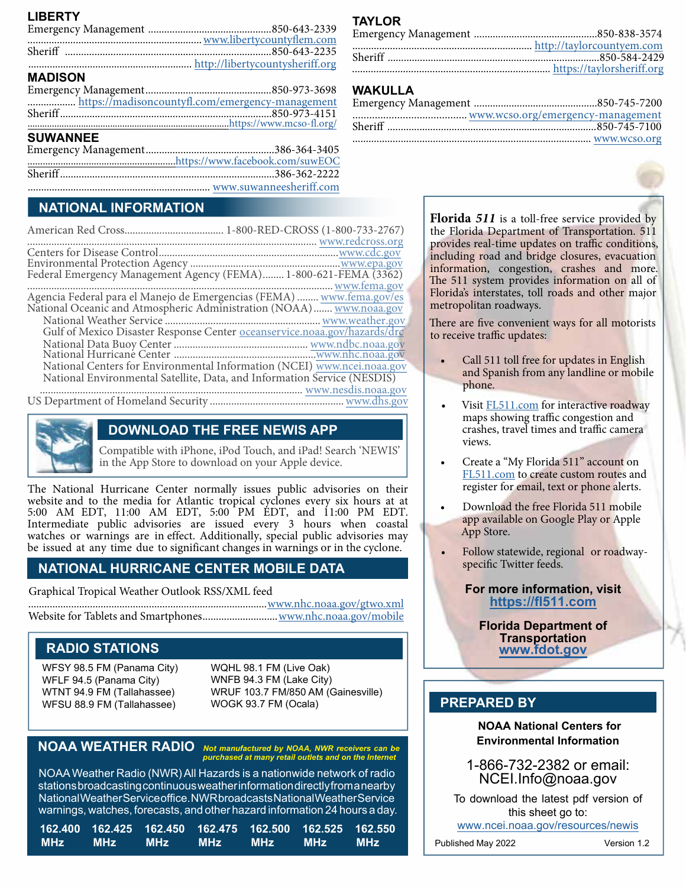## LIBERTY

Emergency Management ............................................850-643-2339
................................................................ www.libertycountyflem.com
Sheriff ........................................................................850-643-2235
........................................................... http://libertycountysheriff.org

## MADISON

Emergency Management............................................850-973-3698
.................. https://madisoncountyfl.com/emergency-management
Sheriff..........................................................................850-973-4151
..................................................................................https://www.mcso-fl.org/

## SUWANNEE

Emergency Management..............................................386-364-3405
.........................................................https://www.facebook.com/suwEOC
Sheriff..........................................................................386-362-2222
.................................................................. www.suwanneesheriff.com

## TAYLOR

Emergency Management ............................................850-838-3574
.......................................................................... http://taylorcountyem.com
Sheriff .........................................................................850-584-2429
................................................................................. https://taylorsheriff.org

## WAKULLA

Emergency Management ............................................850-745-7200
........................................ www.wcso.org/emergency-management
Sheriff .........................................................................850-745-7100
............................................................................................... www.wcso.org

## NATIONAL INFORMATION

American Red Cross..................................... 1-800-RED-CROSS (1-800-733-2767)
.............................................................................................................. www.redcross.org
Centers for Disease Control...................................................................www.cdc.gov
Environmental Protection Agency .........................................................www.epa.gov
Federal Emergency Management Agency (FEMA)........ 1-800-621-FEMA (3362)
.................................................................................................................... www.fema.gov
Agencia Federal para el Manejo de Emergencias (FEMA) ........ www.fema.gov/es
National Oceanic and Atmospheric Administration (NOAA)....... www.noaa.gov
National Weather Service .......................................................... www.weather.gov
Gulf of Mexico Disaster Response Center oceanservice.noaa.gov/hazards/drc
National Data Buoy Center .................................................. www.ndbc.noaa.gov
National Hurricane Center .....................................................www.nhc.noaa.gov
National Centers for Environmental Information (NCEI) www.ncei.noaa.gov
National Environmental Satellite, Data, and Information Service (NESDIS)
................................................................................................ www.nesdis.noaa.gov
US Department of Homeland Security .................................................. www.dhs.gov

## DOWNLOAD THE FREE NEWIS APP

Compatible with iPhone, iPod Touch, and iPad! Search 'NEWIS' in the App Store to download on your Apple device.

The National Hurricane Center normally issues public advisories on their website and to the media for Atlantic tropical cyclones every six hours at 5:00 AM EDT, 11:00 AM EDT, 5:00 PM EDT, and 11:00 PM EDT. Intermediate public advisories are issued every 3 hours when coastal watches or warnings are in effect. Additionally, special public advisories may be issued at any time due to significant changes in warnings or in the cyclone.

## NATIONAL HURRICANE CENTER MOBILE DATA

Graphical Tropical Weather Outlook RSS/XML feed
......................................................................................www.nhc.noaa.gov/gtwo.xml
Website for Tablets and Smartphones............................www.nhc.noaa.gov/mobile

## RADIO STATIONS

WFSY 98.5 FM (Panama City)
WFLF 94.5 (Panama City)
WTNT 94.9 FM (Tallahassee)
WFSU 88.9 FM (Tallahassee)
WQHL 98.1 FM (Live Oak)
WNFB 94.3 FM (Lake City)
WRUF 103.7 FM/850 AM (Gainesville)
WOGK 93.7 FM (Ocala)

## NOAA WEATHER RADIO

*Not manufactured by NOAA, NWR receivers can be purchased at many retail outlets and on the Internet*

NOAA Weather Radio (NWR) All Hazards is a nationwide network of radio stations broadcasting continuous weather information directly from a nearby National Weather Service office. NWR broadcasts National Weather Service warnings, watches, forecasts, and other hazard information 24 hours a day.

**162.400 MHz** **162.425 MHz** **162.450 MHz** **162.475 MHz** **162.500 MHz** **162.525 MHz** **162.550 MHz**

**Florida *511*** is a toll-free service provided by the Florida Department of Transportation. 511 provides real-time updates on traffic conditions, including road and bridge closures, evacuation information, congestion, crashes and more. The 511 system provides information on all of Florida's interstates, toll roads and other major metropolitan roadways.

There are five convenient ways for all motorists to receive traffic updates:

- Call 511 toll free for updates in English and Spanish from any landline or mobile phone.
- Visit FL511.com for interactive roadway maps showing traffic congestion and crashes, travel times and traffic camera views.
- Create a "My Florida 511" account on FL511.com to create custom routes and register for email, text or phone alerts.
- Download the free Florida 511 mobile app available on Google Play or Apple App Store.
- Follow statewide, regional or roadway-specific Twitter feeds.

**For more information, visit https://fl511.com**

**Florida Department of Transportation www.fdot.gov**

## PREPARED BY

**NOAA National Centers for Environmental Information**

1-866-732-2382 or email: NCEI.Info@noaa.gov

To download the latest pdf version of this sheet go to: www.ncei.noaa.gov/resources/newis

Published May 2022 Version 1.2